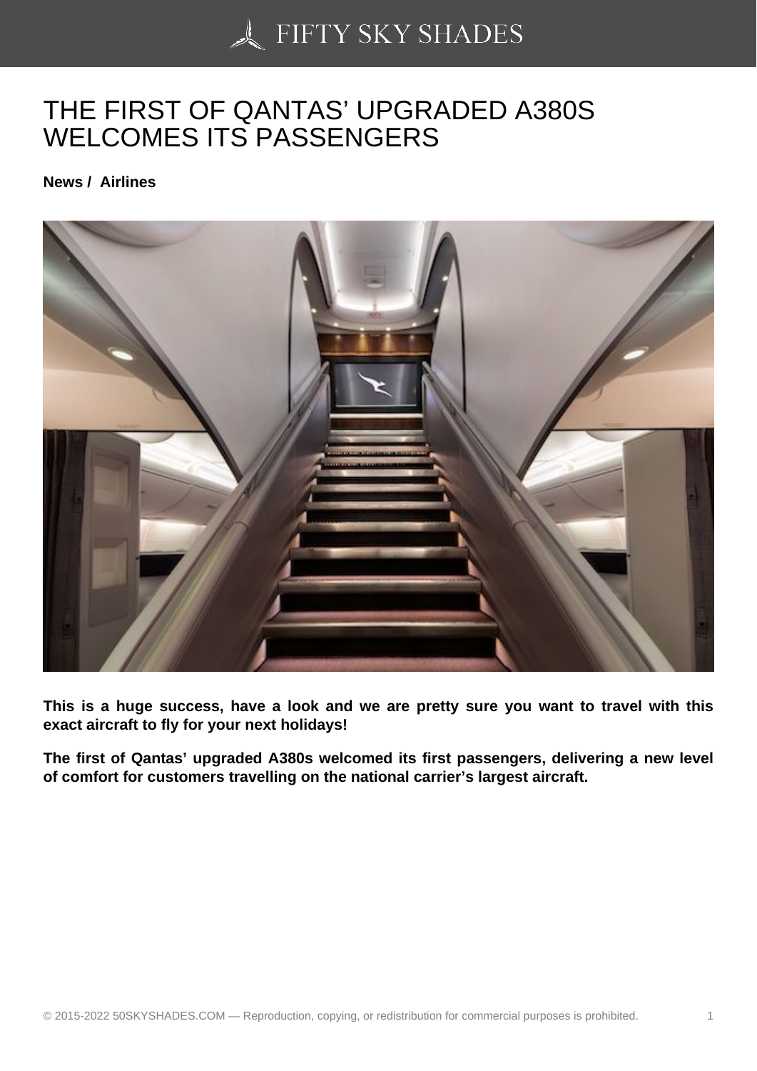# THE FIRST OF QANTAS' UPGRADED A380S WELCOMES ITS PASSENGERS

**News / Airlines**

**This is a huge success, have a look and we are pretty sure you want to travel with this exact aircraft to fly for your next holidays!**

**The first of Qantas' upgraded A380s welcomed its first passengers, delivering a new level of comfort for customers travelling on the national carrier's largest aircraft.**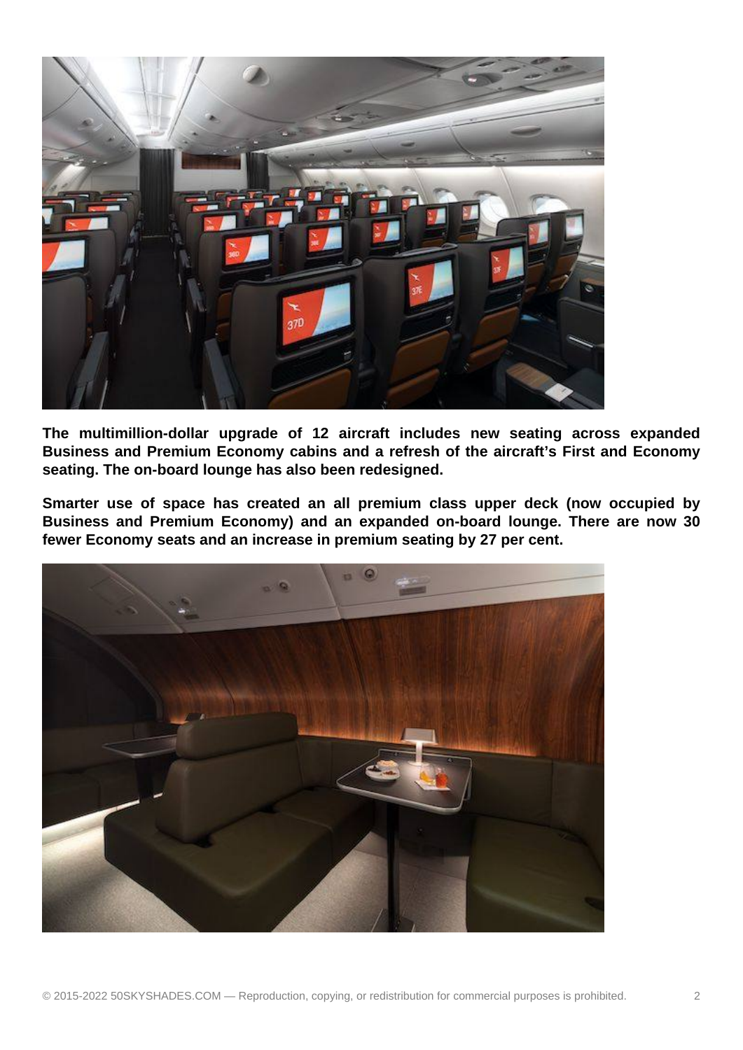**The multimillion-dollar upgrade of 12 aircraft includes new seating across expanded Business and Premium Economy cabins and a refresh of the aircraft's First and Economy seating. The on-board lounge has also been redesigned.**

**Smarter use of space has created an all premium class upper deck (now occupied by Business and Premium Economy) and an expanded on-board lounge. There are now 30 fewer Economy seats and an increase in premium seating by 27 per cent.**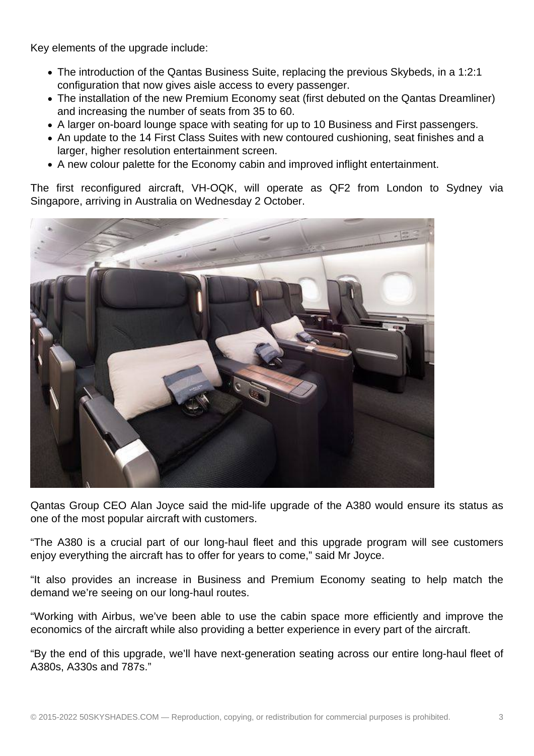Key elements of the upgrade include:

- The introduction of the Qantas Business Suite, replacing the previous Skybeds, in a 1:2:1 configuration that now gives aisle access to every passenger.
- The installation of the new Premium Economy seat (first debuted on the Qantas Dreamliner) and increasing the number of seats from 35 to 60.
- A larger on-board lounge space with seating for up to 10 Business and First passengers.
- An update to the 14 First Class Suites with new contoured cushioning, seat finishes and a larger, higher resolution entertainment screen.
- A new colour palette for the Economy cabin and improved inflight entertainment.

The first reconfigured aircraft, VH-OQK, will operate as QF2 from London to Sydney via Singapore, arriving in Australia on Wednesday 2 October.

Qantas Group CEO Alan Joyce said the mid-life upgrade of the A380 would ensure its status as one of the most popular aircraft with customers.

“The A380 is a crucial part of our long-haul fleet and this upgrade program will see customers enjoy everything the aircraft has to offer for years to come,” said Mr Joyce.

“It also provides an increase in Business and Premium Economy seating to help match the demand we’re seeing on our long-haul routes.

“Working with Airbus, we’ve been able to use the cabin space more efficiently and improve the economics of the aircraft while also providing a better experience in every part of the aircraft.

“By the end of this upgrade, we’ll have next-generation seating across our entire long-haul fleet of A380s, A330s and 787s.”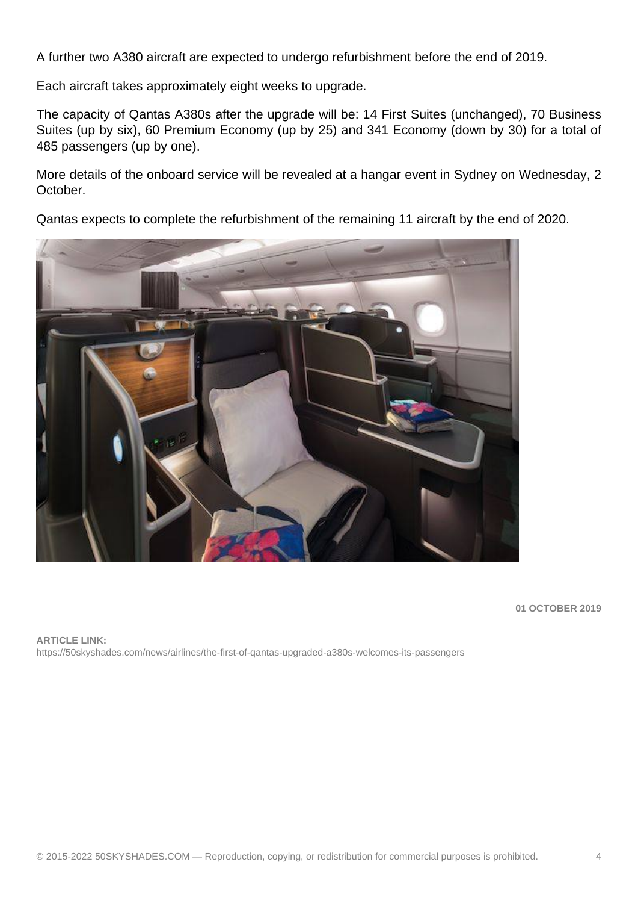A further two A380 aircraft are expected to undergo refurbishment before the end of 2019.

Each aircraft takes approximately eight weeks to upgrade.

The capacity of Qantas A380s after the upgrade will be: 14 First Suites (unchanged), 70 Business Suites (up by six), 60 Premium Economy (up by 25) and 341 Economy (down by 30) for a total of 485 passengers (up by one).

More details of the onboard service will be revealed at a hangar event in Sydney on Wednesday, 2 October.

Qantas expects to complete the refurbishment of the remaining 11 aircraft by the end of 2020.

**01 OCTOBER 2019**

**ARTICLE LINK:**
https://50skyshades.com/news/airlines/the-first-of-qantas-upgraded-a380s-welcomes-its-passengers

© 2015-2022 50SKYSHADES.COM — Reproduction, copying, or redistribution for commercial purposes is prohibited.